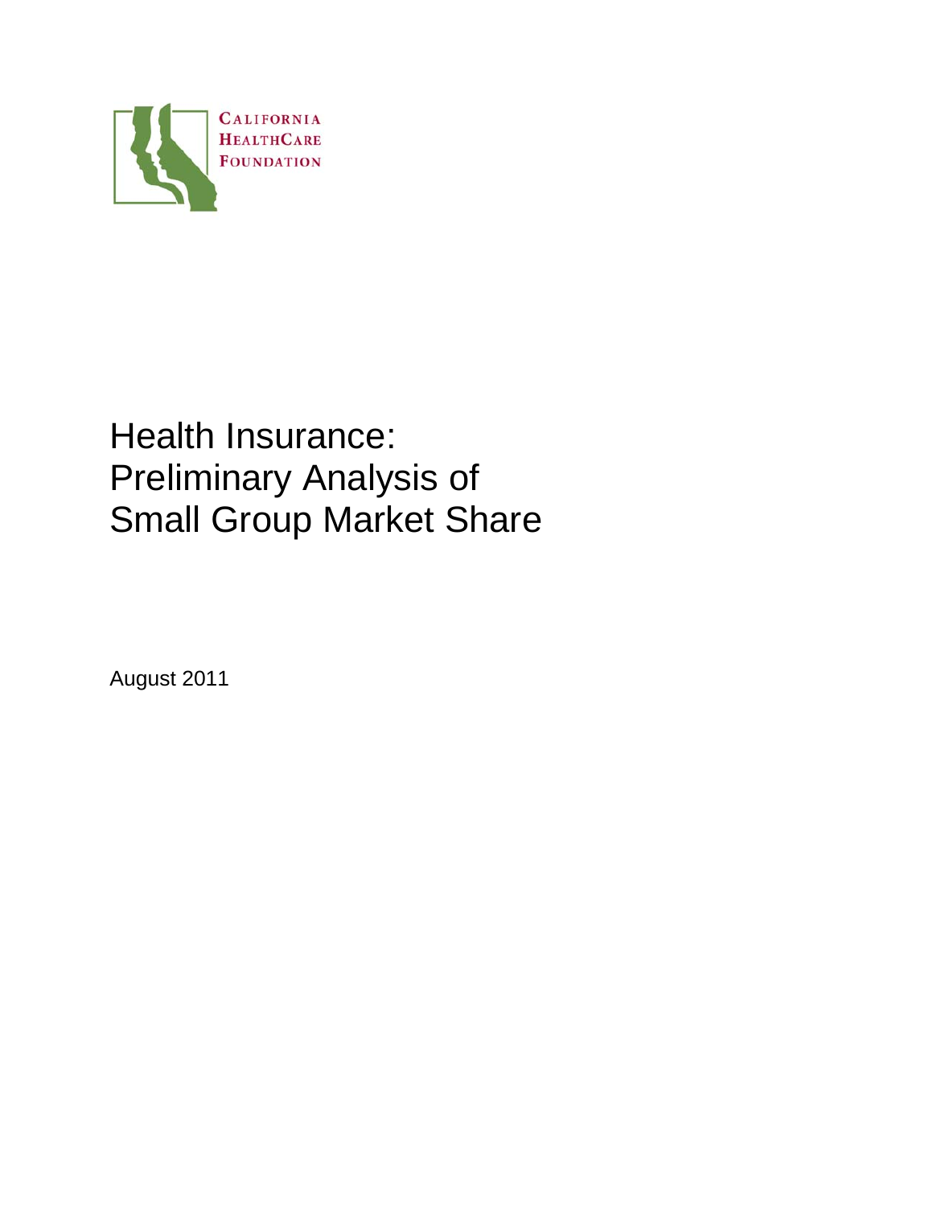CALIFORNIA HEALTHCARE FOUNDATION

# Health Insurance: Preliminary Analysis of Small Group Market Share

August 2011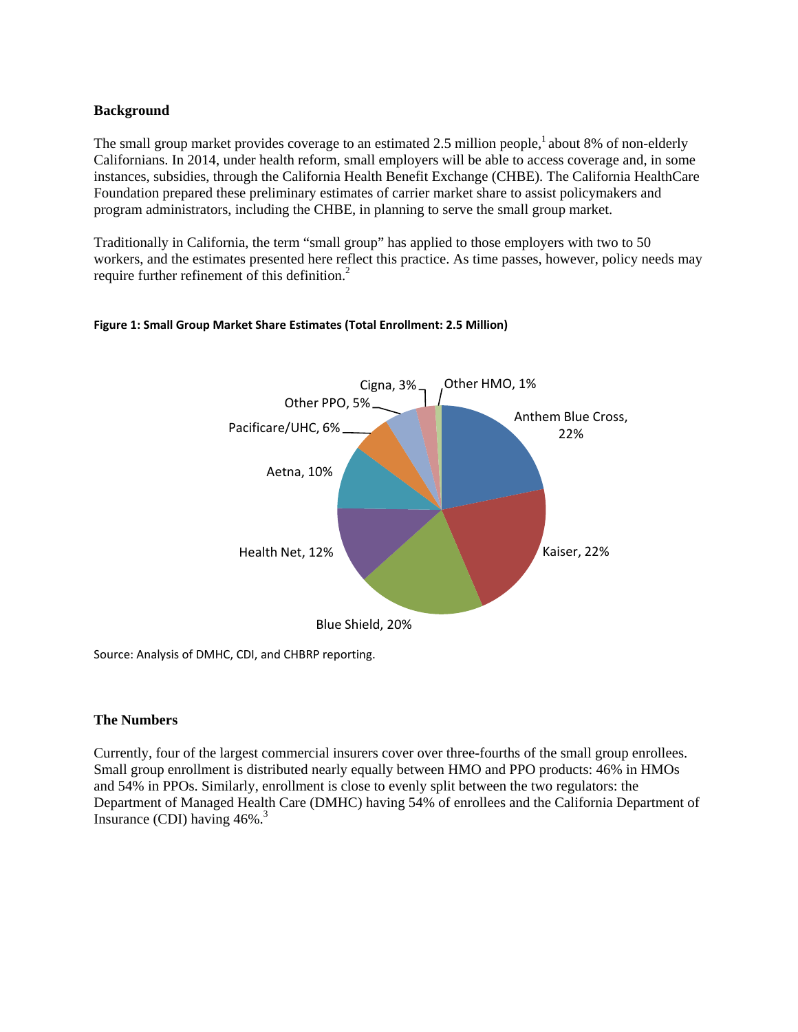**Background**

The small group market provides coverage to an estimated 2.5 million people,[1] about 8% of non-elderly Californians. In 2014, under health reform, small employers will be able to access coverage and, in some instances, subsidies, through the California Health Benefit Exchange (CHBE). The California HealthCare Foundation prepared these preliminary estimates of carrier market share to assist policymakers and program administrators, including the CHBE, in planning to serve the small group market.

Traditionally in California, the term "small group" has applied to those employers with two to 50 workers, and the estimates presented here reflect this practice. As time passes, however, policy needs may require further refinement of this definition.[2]

**Figure 1: Small Group Market Share Estimates (Total Enrollment: 2.5 Million)**

| Carrier | Market Share |
|---|---|
| Anthem Blue Cross | 22% |
| Kaiser | 22% |
| Blue Shield | 20% |
| Health Net | 12% |
| Aetna | 10% |
| Pacificare/UHC | 6% |
| Other PPO | 5% |
| Cigna | 3% |
| Other HMO | 1% |

Source: Analysis of DMHC, CDI, and CHBRP reporting.

**The Numbers**

Currently, four of the largest commercial insurers cover over three-fourths of the small group enrollees. Small group enrollment is distributed nearly equally between HMO and PPO products: 46% in HMOs and 54% in PPOs. Similarly, enrollment is close to evenly split between the two regulators: the Department of Managed Health Care (DMHC) having 54% of enrollees and the California Department of Insurance (CDI) having 46%.[3]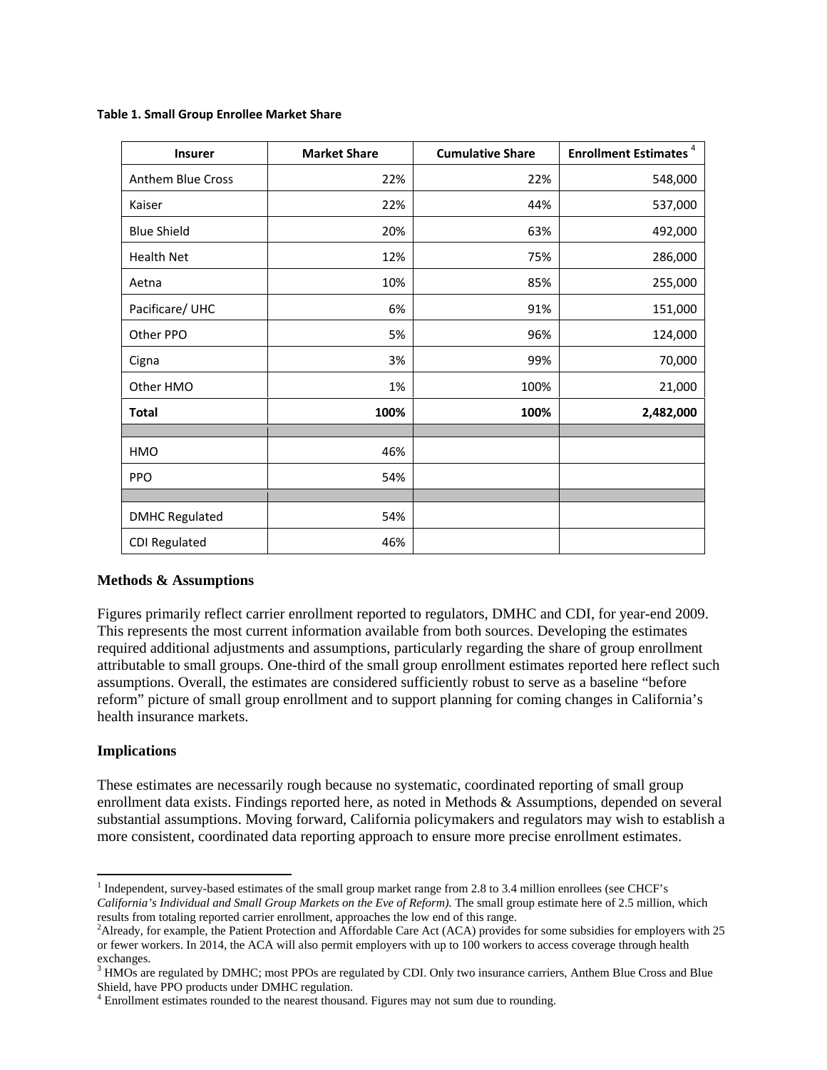**Table 1. Small Group Enrollee Market Share**

| Insurer | Market Share | Cumulative Share | Enrollment Estimates [4] |
|---|---|---|---|
| Anthem Blue Cross | 22% | 22% | 548,000 |
| Kaiser | 22% | 44% | 537,000 |
| Blue Shield | 20% | 63% | 492,000 |
| Health Net | 12% | 75% | 286,000 |
| Aetna | 10% | 85% | 255,000 |
| Pacificare/ UHC | 6% | 91% | 151,000 |
| Other PPO | 5% | 96% | 124,000 |
| Cigna | 3% | 99% | 70,000 |
| Other HMO | 1% | 100% | 21,000 |
| **Total** | **100%** | **100%** | **2,482,000** |
| | | | |
| HMO | 46% | | |
| PPO | 54% | | |
| | | | |
| DMHC Regulated | 54% | | |
| CDI Regulated | 46% | | |

## Methods & Assumptions

Figures primarily reflect carrier enrollment reported to regulators, DMHC and CDI, for year-end 2009. This represents the most current information available from both sources. Developing the estimates required additional adjustments and assumptions, particularly regarding the share of group enrollment attributable to small groups. One-third of the small group enrollment estimates reported here reflect such assumptions. Overall, the estimates are considered sufficiently robust to serve as a baseline "before reform" picture of small group enrollment and to support planning for coming changes in California's health insurance markets.

## Implications

These estimates are necessarily rough because no systematic, coordinated reporting of small group enrollment data exists. Findings reported here, as noted in Methods & Assumptions, depended on several substantial assumptions. Moving forward, California policymakers and regulators may wish to establish a more consistent, coordinated data reporting approach to ensure more precise enrollment estimates.

---

[1] Independent, survey-based estimates of the small group market range from 2.8 to 3.4 million enrollees (see CHCF's *California's Individual and Small Group Markets on the Eve of Reform).* The small group estimate here of 2.5 million, which results from totaling reported carrier enrollment, approaches the low end of this range.

[2] Already, for example, the Patient Protection and Affordable Care Act (ACA) provides for some subsidies for employers with 25 or fewer workers. In 2014, the ACA will also permit employers with up to 100 workers to access coverage through health exchanges.

[3] HMOs are regulated by DMHC; most PPOs are regulated by CDI. Only two insurance carriers, Anthem Blue Cross and Blue Shield, have PPO products under DMHC regulation.

[4] Enrollment estimates rounded to the nearest thousand. Figures may not sum due to rounding.